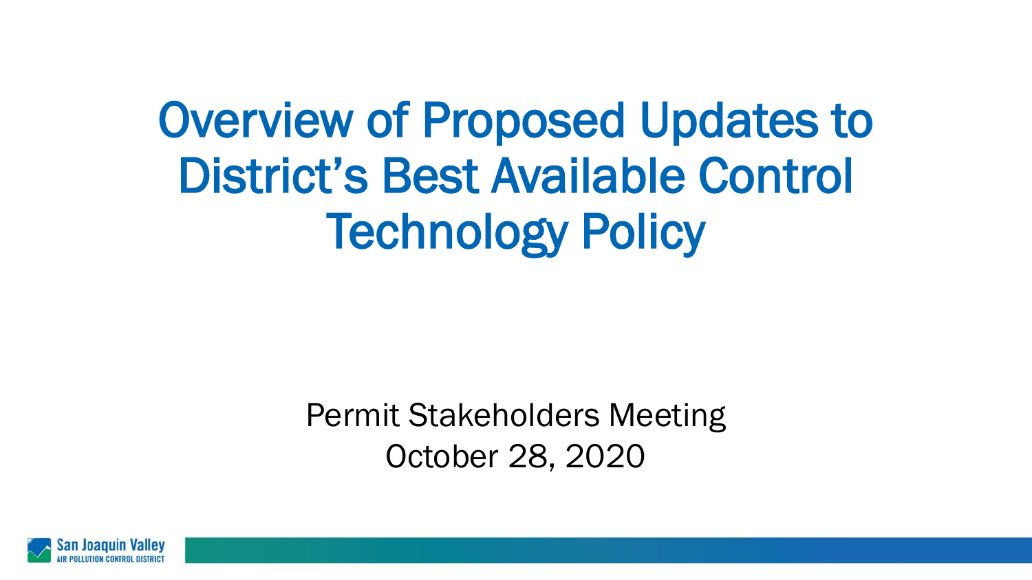# Overview of Proposed Updates to District's Best Available Control Technology Policy

Permit Stakeholders Meeting

October 28, 2020

San Joaquin Valley AIR POLLUTION CONTROL DISTRICT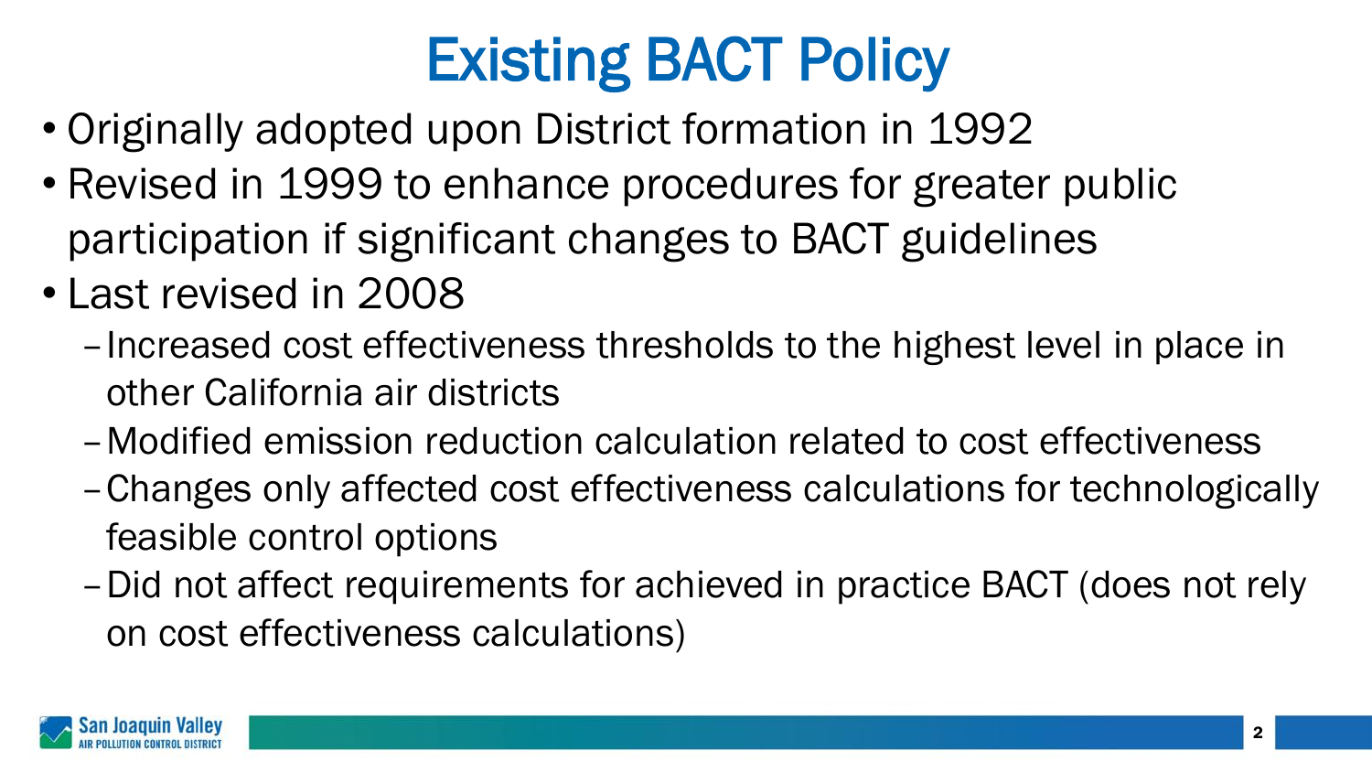# Existing BACT Policy

- Originally adopted upon District formation in 1992
- Revised in 1999 to enhance procedures for greater public participation if significant changes to BACT guidelines
- Last revised in 2008
  - Increased cost effectiveness thresholds to the highest level in place in other California air districts
  - Modified emission reduction calculation related to cost effectiveness
  - Changes only affected cost effectiveness calculations for technologically feasible control options
  - Did not affect requirements for achieved in practice BACT (does not rely on cost effectiveness calculations)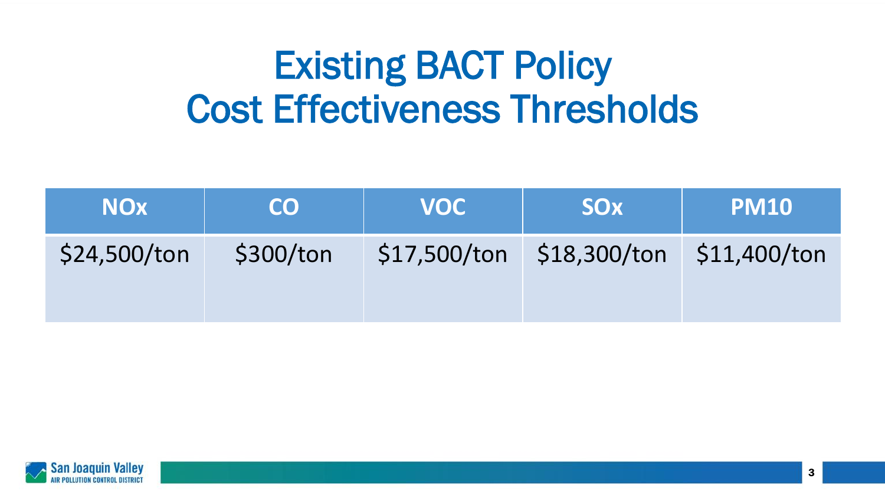# Existing BACT Policy Cost Effectiveness Thresholds

| NOx | CO | VOC | SOx | PM10 |
|---|---|---|---|---|
| $24,500/ton | $300/ton | $17,500/ton | $18,300/ton | $11,400/ton |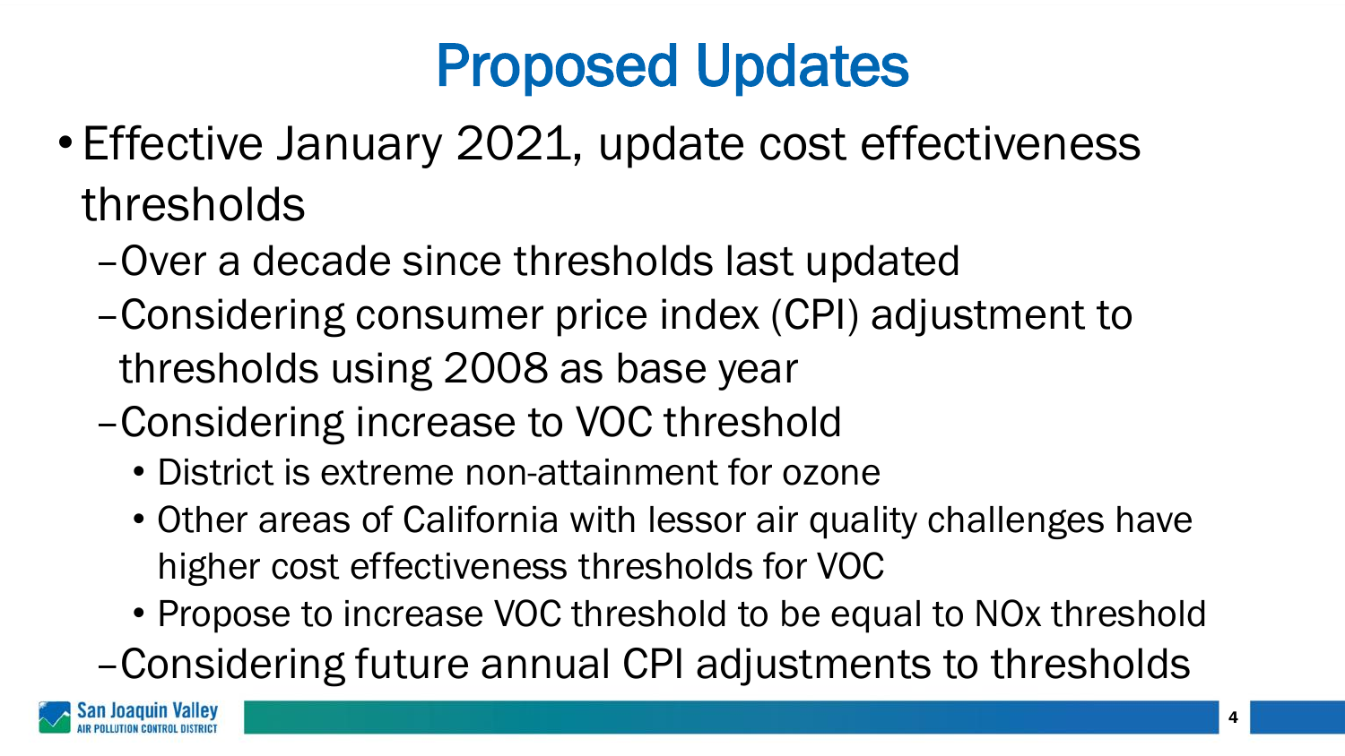# Proposed Updates

- Effective January 2021, update cost effectiveness thresholds
  - Over a decade since thresholds last updated
  - Considering consumer price index (CPI) adjustment to thresholds using 2008 as base year
  - Considering increase to VOC threshold
    - District is extreme non-attainment for ozone
    - Other areas of California with lessor air quality challenges have higher cost effectiveness thresholds for VOC
    - Propose to increase VOC threshold to be equal to NOx threshold
  - Considering future annual CPI adjustments to thresholds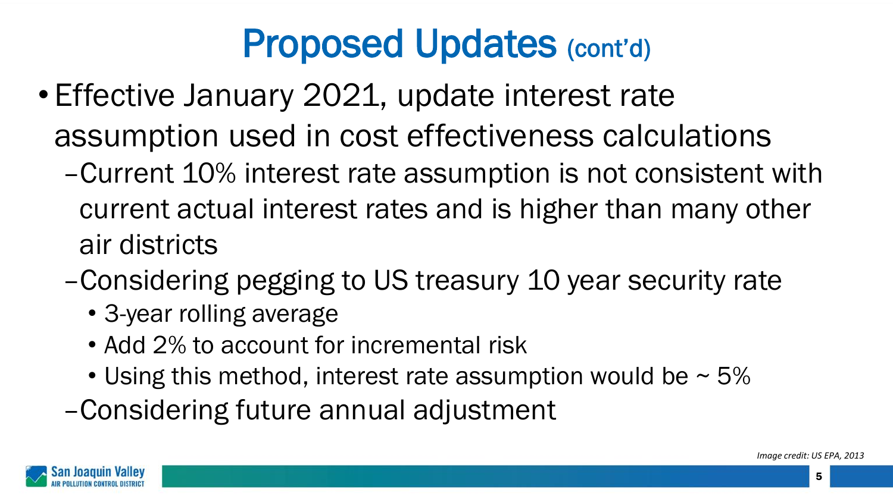# Proposed Updates (cont'd)

- Effective January 2021, update interest rate assumption used in cost effectiveness calculations
  - Current 10% interest rate assumption is not consistent with current actual interest rates and is higher than many other air districts
  - Considering pegging to US treasury 10 year security rate
    - 3-year rolling average
    - Add 2% to account for incremental risk
    - Using this method, interest rate assumption would be ~ 5%
  - Considering future annual adjustment

*Image credit: US EPA, 2013*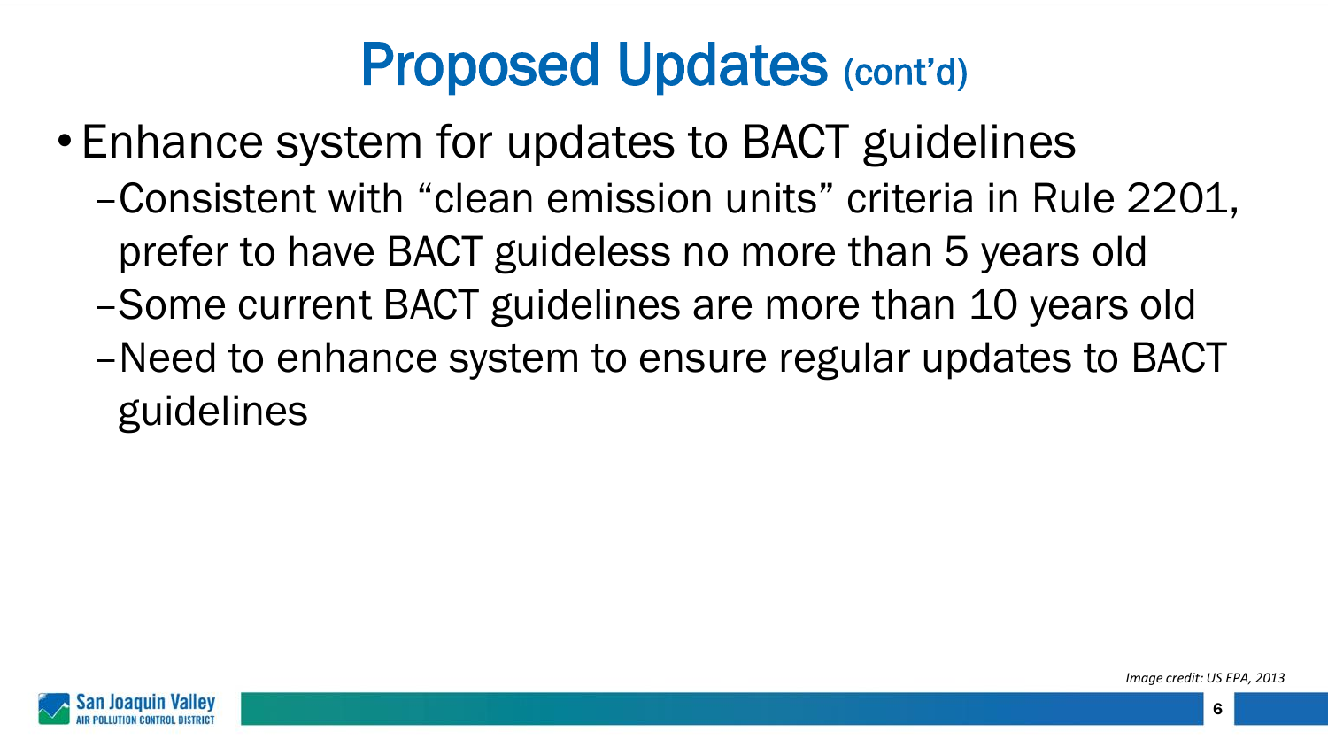# Proposed Updates (cont'd)

- Enhance system for updates to BACT guidelines
  - Consistent with "clean emission units" criteria in Rule 2201, prefer to have BACT guideless no more than 5 years old
  - Some current BACT guidelines are more than 10 years old
  - Need to enhance system to ensure regular updates to BACT guidelines

*Image credit: US EPA, 2013*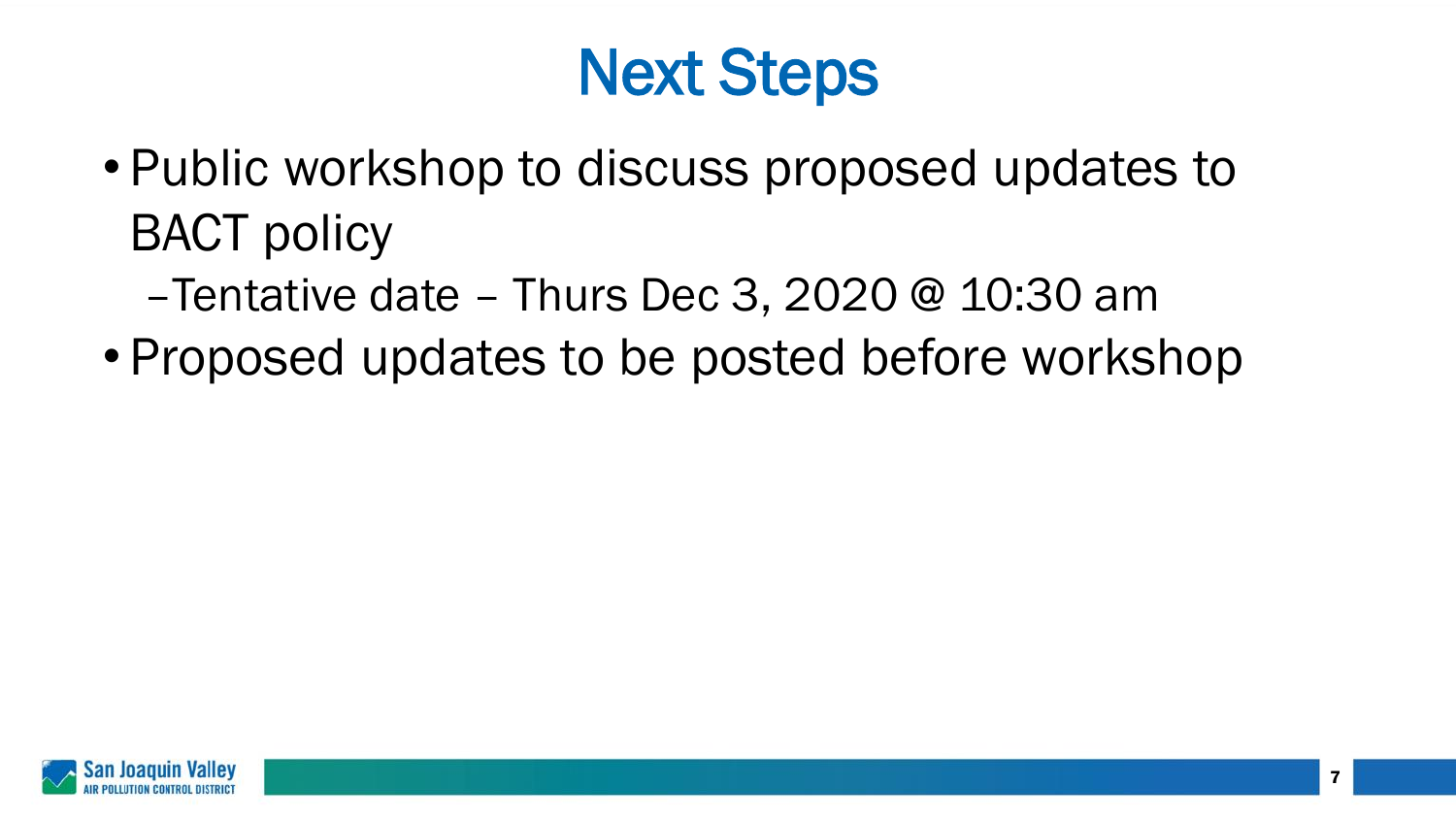# Next Steps

- Public workshop to discuss proposed updates to BACT policy
  - Tentative date – Thurs Dec 3, 2020 @ 10:30 am
- Proposed updates to be posted before workshop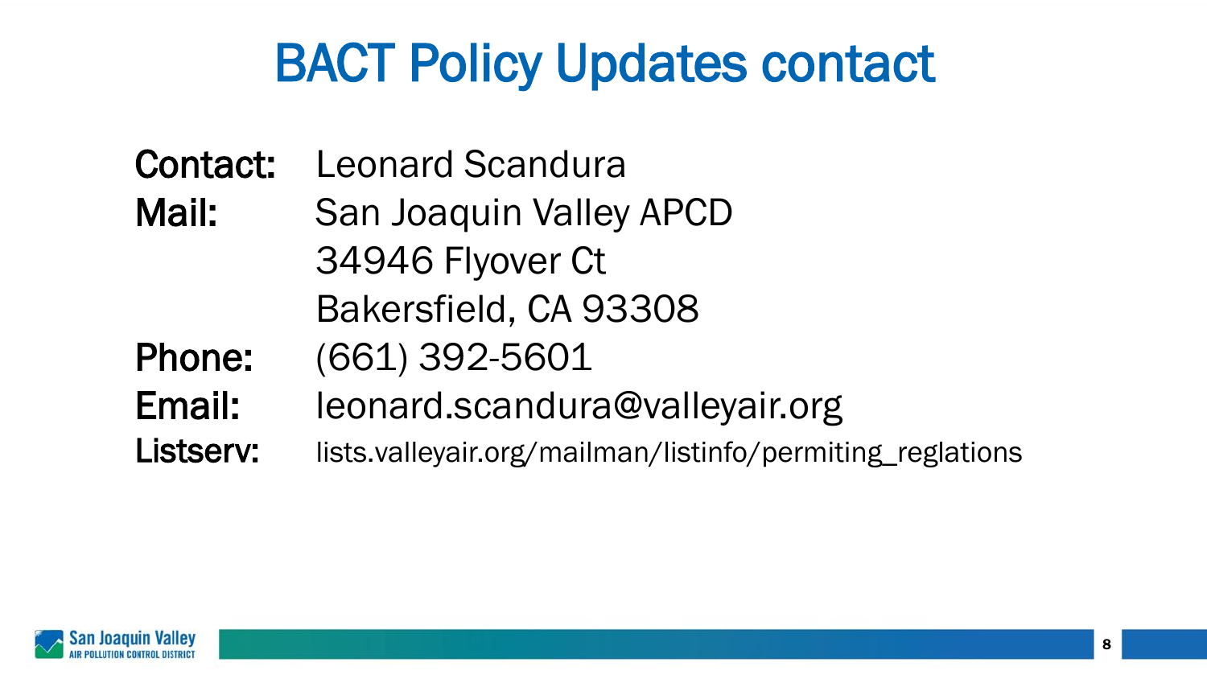# BACT Policy Updates contact

**Contact:** Leonard Scandura

**Mail:** San Joaquin Valley APCD
34946 Flyover Ct
Bakersfield, CA 93308

**Phone:** (661) 392-5601

**Email:** leonard.scandura@valleyair.org

**Listserv:** lists.valleyair.org/mailman/listinfo/permiting_reglations